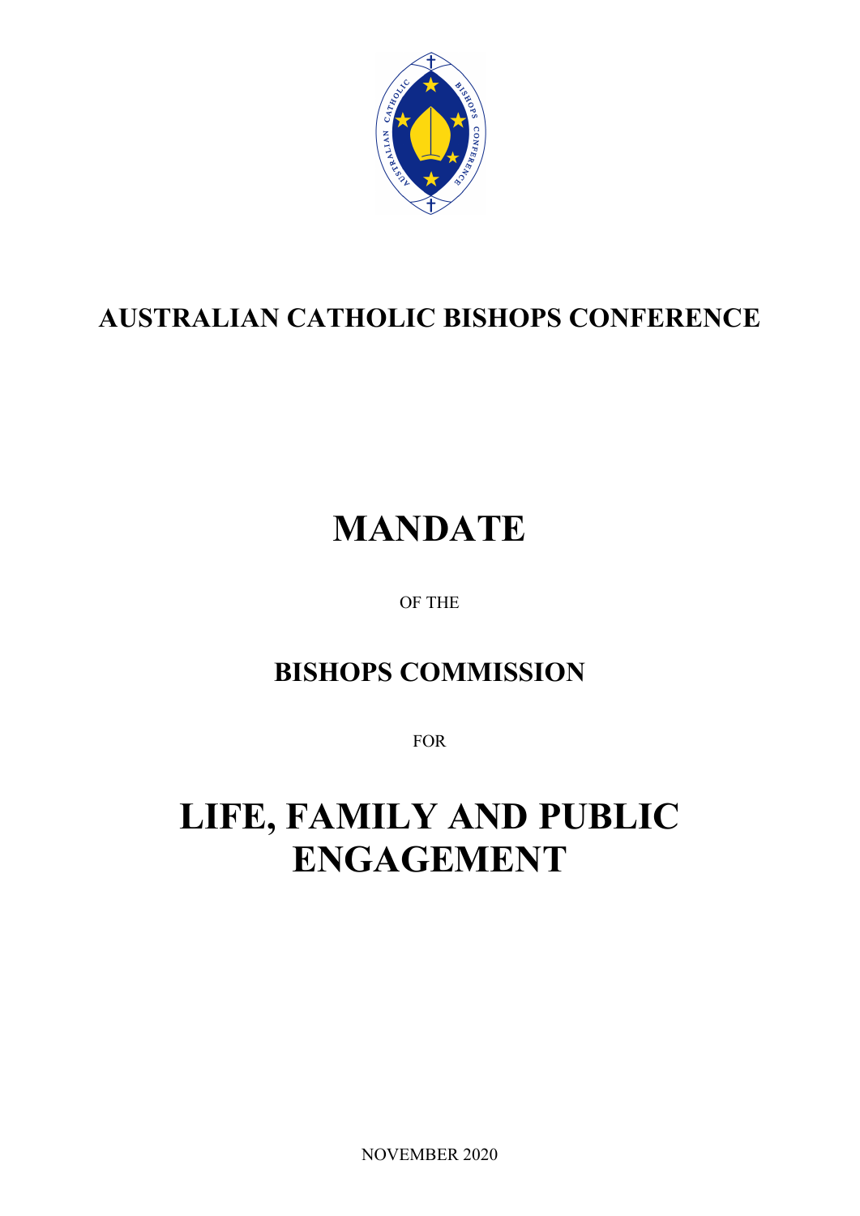**AUSTRALIAN CATHOLIC BISHOPS CONFERENCE**

# MANDATE

OF THE

## BISHOPS COMMISSION

FOR

# LIFE, FAMILY AND PUBLIC ENGAGEMENT

NOVEMBER 2020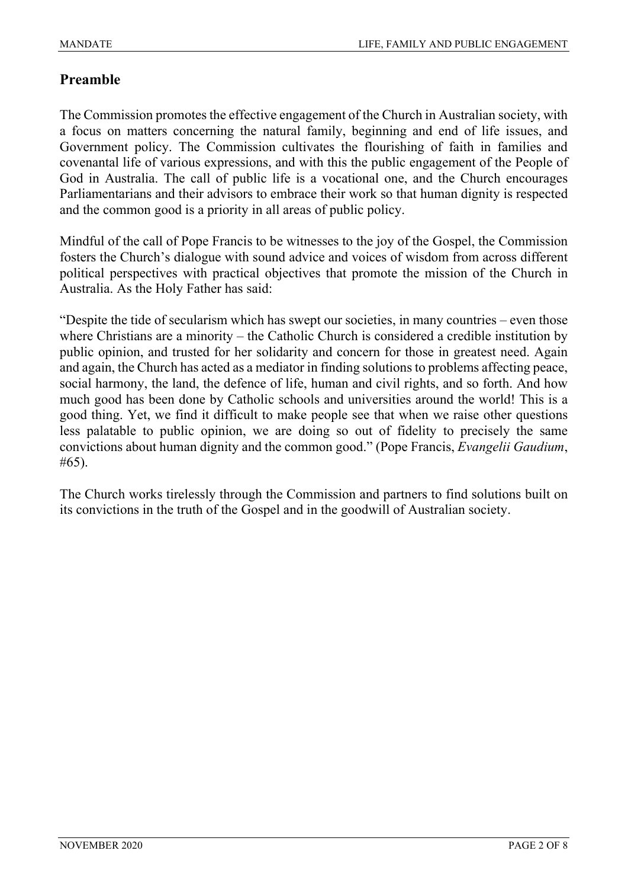## Preamble

The Commission promotes the effective engagement of the Church in Australian society, with a focus on matters concerning the natural family, beginning and end of life issues, and Government policy. The Commission cultivates the flourishing of faith in families and covenantal life of various expressions, and with this the public engagement of the People of God in Australia. The call of public life is a vocational one, and the Church encourages Parliamentarians and their advisors to embrace their work so that human dignity is respected and the common good is a priority in all areas of public policy.

Mindful of the call of Pope Francis to be witnesses to the joy of the Gospel, the Commission fosters the Church's dialogue with sound advice and voices of wisdom from across different political perspectives with practical objectives that promote the mission of the Church in Australia. As the Holy Father has said:

"Despite the tide of secularism which has swept our societies, in many countries – even those where Christians are a minority – the Catholic Church is considered a credible institution by public opinion, and trusted for her solidarity and concern for those in greatest need. Again and again, the Church has acted as a mediator in finding solutions to problems affecting peace, social harmony, the land, the defence of life, human and civil rights, and so forth. And how much good has been done by Catholic schools and universities around the world! This is a good thing. Yet, we find it difficult to make people see that when we raise other questions less palatable to public opinion, we are doing so out of fidelity to precisely the same convictions about human dignity and the common good." (Pope Francis, *Evangelii Gaudium*, #65).

The Church works tirelessly through the Commission and partners to find solutions built on its convictions in the truth of the Gospel and in the goodwill of Australian society.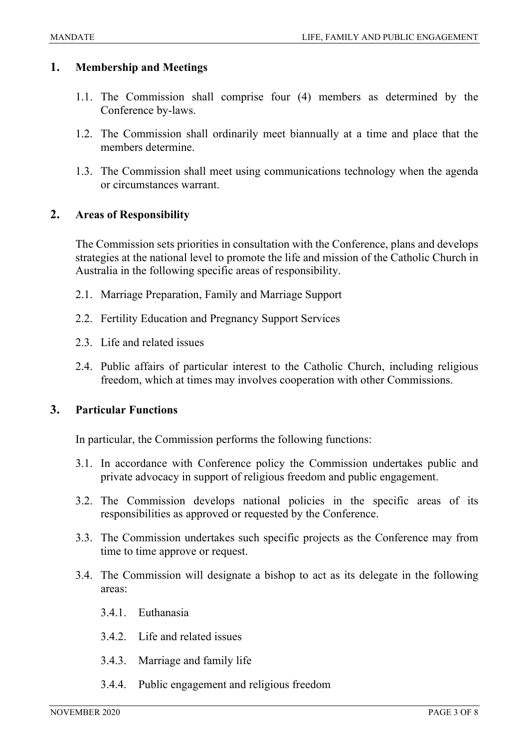## 1. Membership and Meetings

1.1. The Commission shall comprise four (4) members as determined by the Conference by-laws.

1.2. The Commission shall ordinarily meet biannually at a time and place that the members determine.

1.3. The Commission shall meet using communications technology when the agenda or circumstances warrant.

## 2. Areas of Responsibility

The Commission sets priorities in consultation with the Conference, plans and develops strategies at the national level to promote the life and mission of the Catholic Church in Australia in the following specific areas of responsibility.

2.1. Marriage Preparation, Family and Marriage Support

2.2. Fertility Education and Pregnancy Support Services

2.3. Life and related issues

2.4. Public affairs of particular interest to the Catholic Church, including religious freedom, which at times may involves cooperation with other Commissions.

## 3. Particular Functions

In particular, the Commission performs the following functions:

3.1. In accordance with Conference policy the Commission undertakes public and private advocacy in support of religious freedom and public engagement.

3.2. The Commission develops national policies in the specific areas of its responsibilities as approved or requested by the Conference.

3.3. The Commission undertakes such specific projects as the Conference may from time to time approve or request.

3.4. The Commission will designate a bishop to act as its delegate in the following areas:

3.4.1. Euthanasia

3.4.2. Life and related issues

3.4.3. Marriage and family life

3.4.4. Public engagement and religious freedom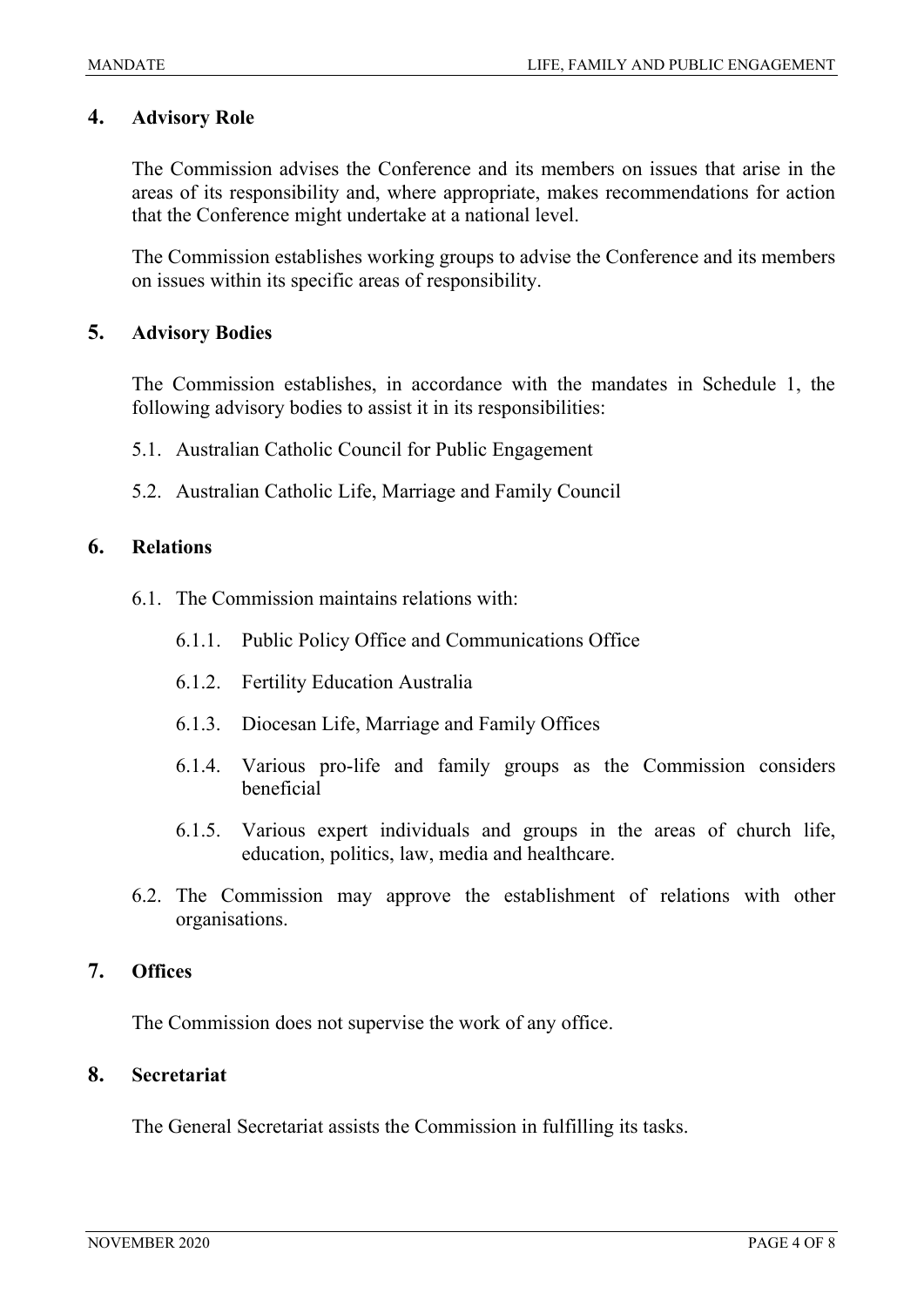## 4. Advisory Role

The Commission advises the Conference and its members on issues that arise in the areas of its responsibility and, where appropriate, makes recommendations for action that the Conference might undertake at a national level.

The Commission establishes working groups to advise the Conference and its members on issues within its specific areas of responsibility.

## 5. Advisory Bodies

The Commission establishes, in accordance with the mandates in Schedule 1, the following advisory bodies to assist it in its responsibilities:

5.1. Australian Catholic Council for Public Engagement

5.2. Australian Catholic Life, Marriage and Family Council

## 6. Relations

6.1. The Commission maintains relations with:

- 6.1.1. Public Policy Office and Communications Office
- 6.1.2. Fertility Education Australia
- 6.1.3. Diocesan Life, Marriage and Family Offices
- 6.1.4. Various pro-life and family groups as the Commission considers beneficial
- 6.1.5. Various expert individuals and groups in the areas of church life, education, politics, law, media and healthcare.

6.2. The Commission may approve the establishment of relations with other organisations.

## 7. Offices

The Commission does not supervise the work of any office.

## 8. Secretariat

The General Secretariat assists the Commission in fulfilling its tasks.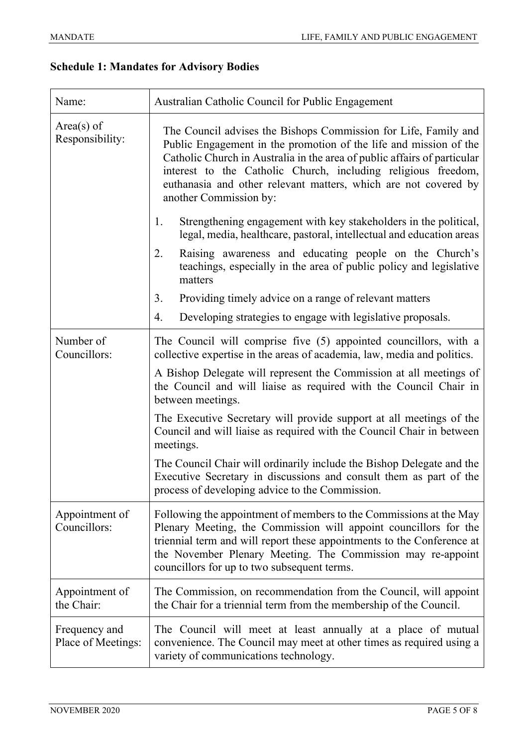## Schedule 1: Mandates for Advisory Bodies

| | |
|---|---|
| Name: | Australian Catholic Council for Public Engagement |
| Area(s) of Responsibility: | The Council advises the Bishops Commission for Life, Family and Public Engagement in the promotion of the life and mission of the Catholic Church in Australia in the area of public affairs of particular interest to the Catholic Church, including religious freedom, euthanasia and other relevant matters, which are not covered by another Commission by:<br>1. Strengthening engagement with key stakeholders in the political, legal, media, healthcare, pastoral, intellectual and education areas<br>2. Raising awareness and educating people on the Church's teachings, especially in the area of public policy and legislative matters<br>3. Providing timely advice on a range of relevant matters<br>4. Developing strategies to engage with legislative proposals. |
| Number of Councillors: | The Council will comprise five (5) appointed councillors, with a collective expertise in the areas of academia, law, media and politics.<br>A Bishop Delegate will represent the Commission at all meetings of the Council and will liaise as required with the Council Chair in between meetings.<br>The Executive Secretary will provide support at all meetings of the Council and will liaise as required with the Council Chair in between meetings.<br>The Council Chair will ordinarily include the Bishop Delegate and the Executive Secretary in discussions and consult them as part of the process of developing advice to the Commission. |
| Appointment of Councillors: | Following the appointment of members to the Commissions at the May Plenary Meeting, the Commission will appoint councillors for the triennial term and will report these appointments to the Conference at the November Plenary Meeting. The Commission may re-appoint councillors for up to two subsequent terms. |
| Appointment of the Chair: | The Commission, on recommendation from the Council, will appoint the Chair for a triennial term from the membership of the Council. |
| Frequency and Place of Meetings: | The Council will meet at least annually at a place of mutual convenience. The Council may meet at other times as required using a variety of communications technology. |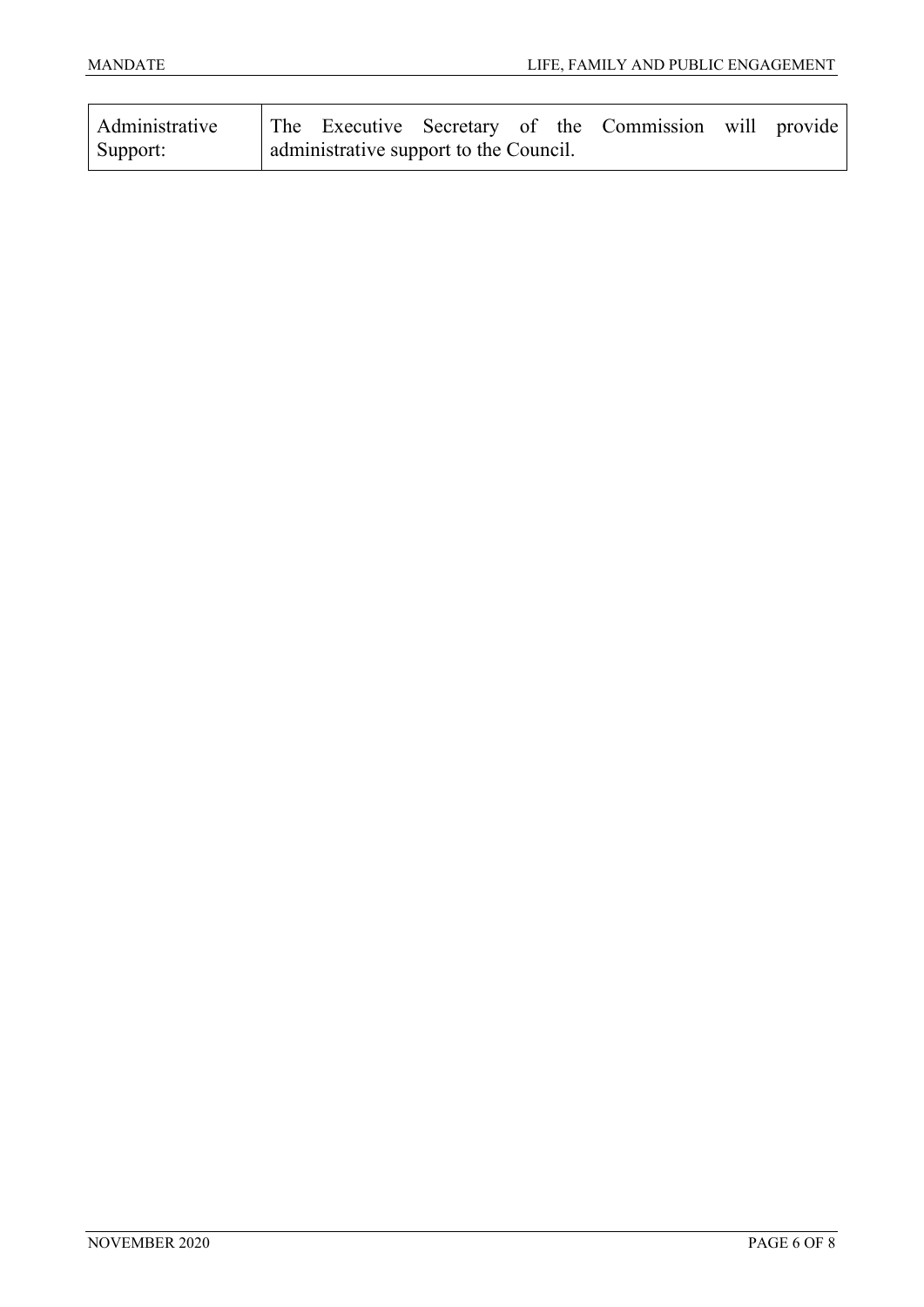| Administrative Support: | The Executive Secretary of the Commission will provide administrative support to the Council. |
|---|---|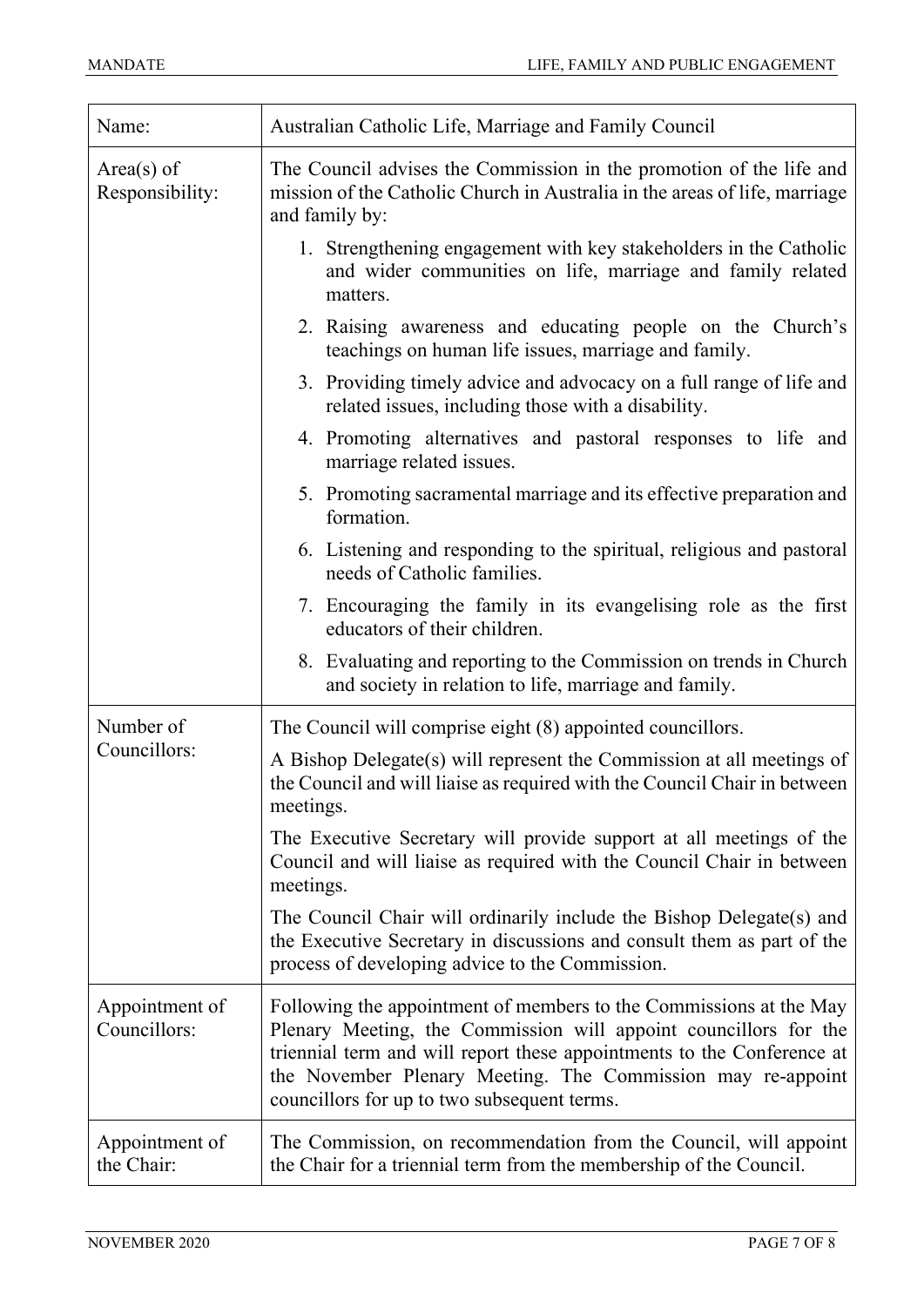| Name: | Australian Catholic Life, Marriage and Family Council |
|---|---|
| Area(s) of Responsibility: | The Council advises the Commission in the promotion of the life and mission of the Catholic Church in Australia in the areas of life, marriage and family by:<br>1. Strengthening engagement with key stakeholders in the Catholic and wider communities on life, marriage and family related matters.<br>2. Raising awareness and educating people on the Church's teachings on human life issues, marriage and family.<br>3. Providing timely advice and advocacy on a full range of life and related issues, including those with a disability.<br>4. Promoting alternatives and pastoral responses to life and marriage related issues.<br>5. Promoting sacramental marriage and its effective preparation and formation.<br>6. Listening and responding to the spiritual, religious and pastoral needs of Catholic families.<br>7. Encouraging the family in its evangelising role as the first educators of their children.<br>8. Evaluating and reporting to the Commission on trends in Church and society in relation to life, marriage and family. |
| Number of Councillors: | The Council will comprise eight (8) appointed councillors.<br>A Bishop Delegate(s) will represent the Commission at all meetings of the Council and will liaise as required with the Council Chair in between meetings.<br>The Executive Secretary will provide support at all meetings of the Council and will liaise as required with the Council Chair in between meetings.<br>The Council Chair will ordinarily include the Bishop Delegate(s) and the Executive Secretary in discussions and consult them as part of the process of developing advice to the Commission. |
| Appointment of Councillors: | Following the appointment of members to the Commissions at the May Plenary Meeting, the Commission will appoint councillors for the triennial term and will report these appointments to the Conference at the November Plenary Meeting. The Commission may re-appoint councillors for up to two subsequent terms. |
| Appointment of the Chair: | The Commission, on recommendation from the Council, will appoint the Chair for a triennial term from the membership of the Council. |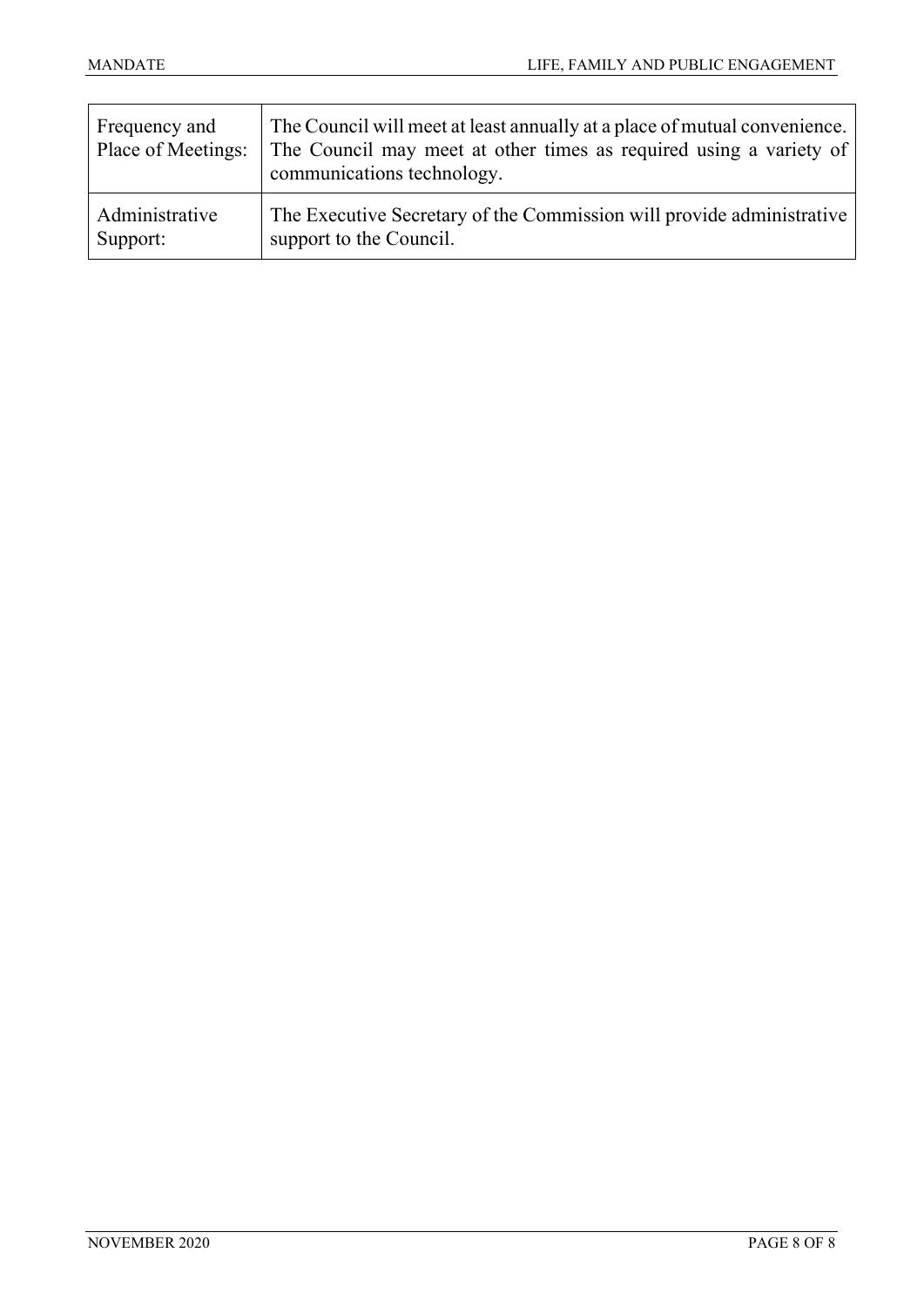| | |
|---|---|
| Frequency and Place of Meetings: | The Council will meet at least annually at a place of mutual convenience. The Council may meet at other times as required using a variety of communications technology. |
| Administrative Support: | The Executive Secretary of the Commission will provide administrative support to the Council. |